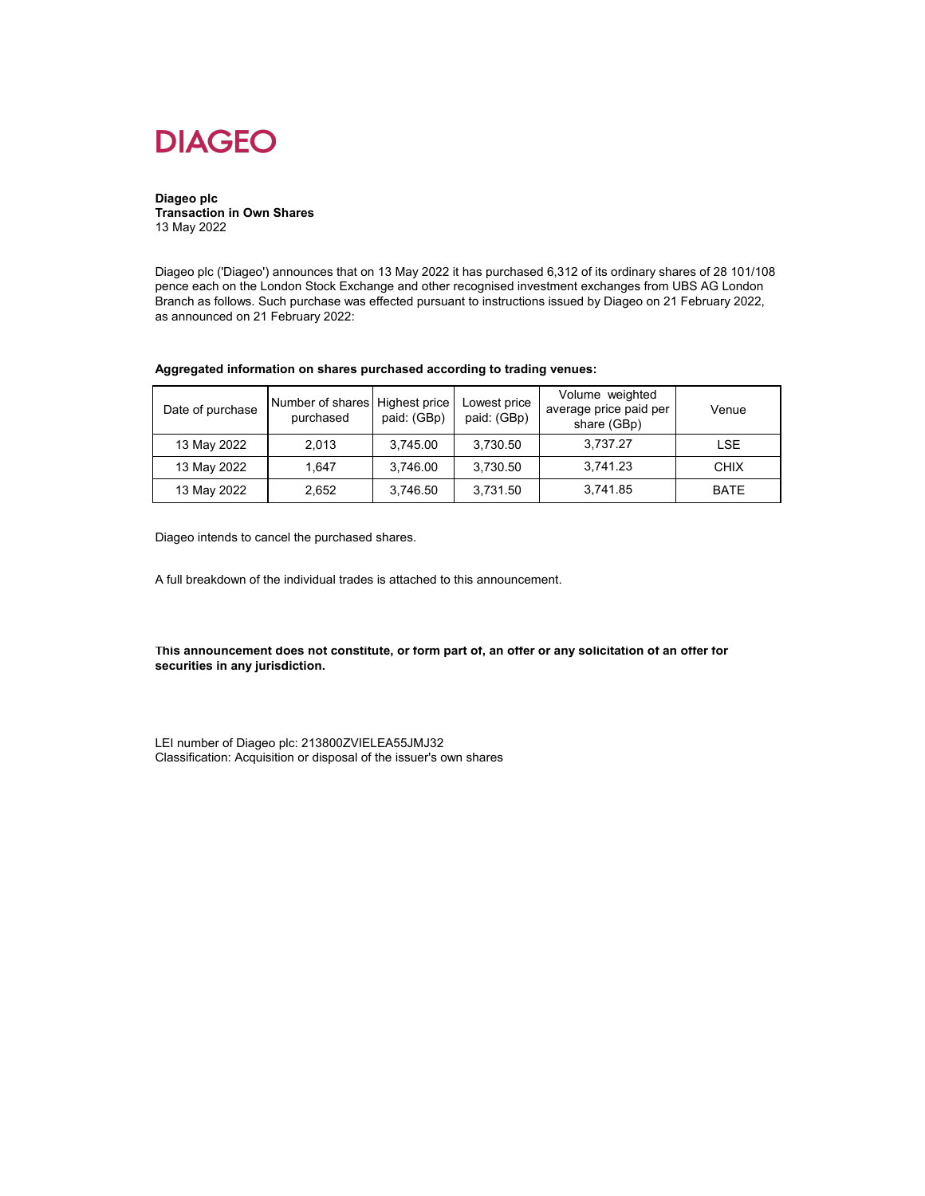# DIAGEO

**Diageo plc**
**Transaction in Own Shares**
13 May 2022

Diageo plc ('Diageo') announces that on 13 May 2022 it has purchased 6,312 of its ordinary shares of 28 101/108 pence each on the London Stock Exchange and other recognised investment exchanges from UBS AG London Branch as follows. Such purchase was effected pursuant to instructions issued by Diageo on 21 February 2022, as announced on 21 February 2022:

**Aggregated information on shares purchased according to trading venues:**

| Date of purchase | Number of shares purchased | Highest price paid: (GBp) | Lowest price paid: (GBp) | Volume weighted average price paid per share (GBp) | Venue |
|---|---|---|---|---|---|
| 13 May 2022 | 2,013 | 3,745.00 | 3,730.50 | 3,737.27 | LSE |
| 13 May 2022 | 1,647 | 3,746.00 | 3,730.50 | 3,741.23 | CHIX |
| 13 May 2022 | 2,652 | 3,746.50 | 3,731.50 | 3,741.85 | BATE |

Diageo intends to cancel the purchased shares.

A full breakdown of the individual trades is attached to this announcement.

**This announcement does not constitute, or form part of, an offer or any solicitation of an offer for securities in any jurisdiction.**

LEI number of Diageo plc: 213800ZVIELEA55JMJ32
Classification: Acquisition or disposal of the issuer's own shares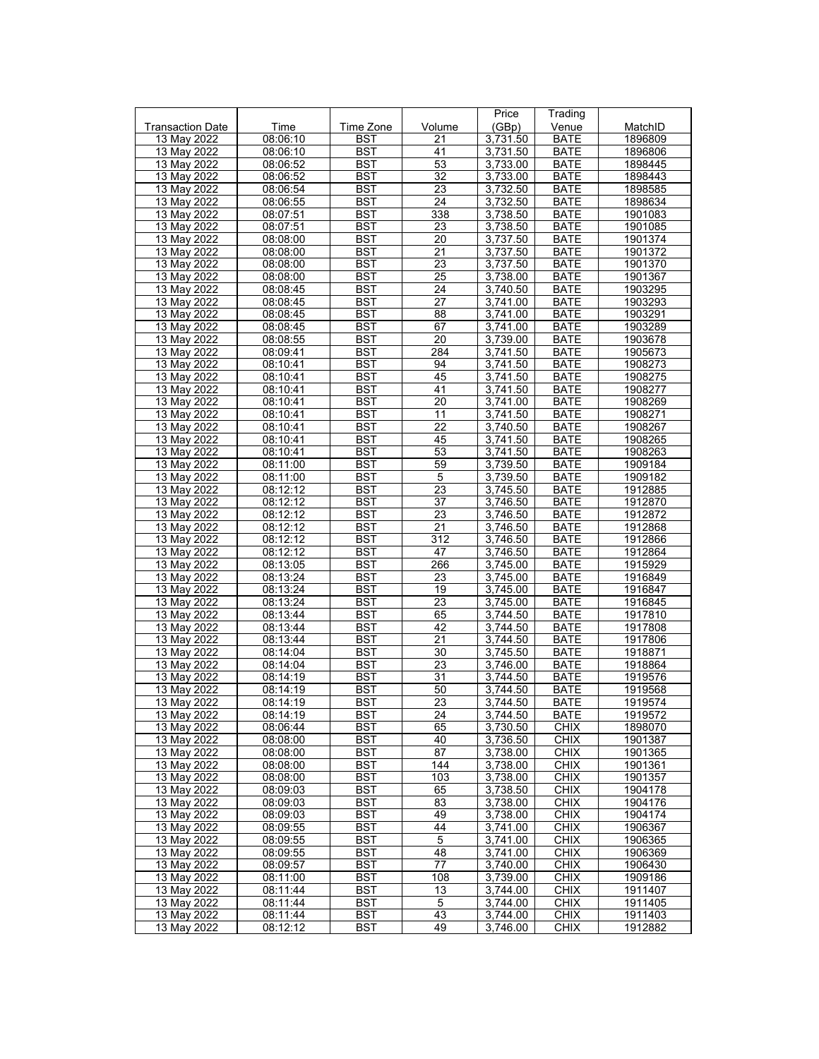| Transaction Date | Time | Time Zone | Volume | Price (GBp) | Trading Venue | MatchID |
|---|---|---|---|---|---|---|
| 13 May 2022 | 08:06:10 | BST | 21 | 3,731.50 | BATE | 1896809 |
| 13 May 2022 | 08:06:10 | BST | 41 | 3,731.50 | BATE | 1896806 |
| 13 May 2022 | 08:06:52 | BST | 53 | 3,733.00 | BATE | 1898445 |
| 13 May 2022 | 08:06:52 | BST | 32 | 3,733.00 | BATE | 1898443 |
| 13 May 2022 | 08:06:54 | BST | 23 | 3,732.50 | BATE | 1898585 |
| 13 May 2022 | 08:06:55 | BST | 24 | 3,732.50 | BATE | 1898634 |
| 13 May 2022 | 08:07:51 | BST | 338 | 3,738.50 | BATE | 1901083 |
| 13 May 2022 | 08:07:51 | BST | 23 | 3,738.50 | BATE | 1901085 |
| 13 May 2022 | 08:08:00 | BST | 20 | 3,737.50 | BATE | 1901374 |
| 13 May 2022 | 08:08:00 | BST | 21 | 3,737.50 | BATE | 1901372 |
| 13 May 2022 | 08:08:00 | BST | 23 | 3,737.50 | BATE | 1901370 |
| 13 May 2022 | 08:08:00 | BST | 25 | 3,738.00 | BATE | 1901367 |
| 13 May 2022 | 08:08:45 | BST | 24 | 3,740.50 | BATE | 1903295 |
| 13 May 2022 | 08:08:45 | BST | 27 | 3,741.00 | BATE | 1903293 |
| 13 May 2022 | 08:08:45 | BST | 88 | 3,741.00 | BATE | 1903291 |
| 13 May 2022 | 08:08:45 | BST | 67 | 3,741.00 | BATE | 1903289 |
| 13 May 2022 | 08:08:55 | BST | 20 | 3,739.00 | BATE | 1903678 |
| 13 May 2022 | 08:09:41 | BST | 284 | 3,741.50 | BATE | 1905673 |
| 13 May 2022 | 08:10:41 | BST | 94 | 3,741.50 | BATE | 1908273 |
| 13 May 2022 | 08:10:41 | BST | 45 | 3,741.50 | BATE | 1908275 |
| 13 May 2022 | 08:10:41 | BST | 41 | 3,741.50 | BATE | 1908277 |
| 13 May 2022 | 08:10:41 | BST | 20 | 3,741.00 | BATE | 1908269 |
| 13 May 2022 | 08:10:41 | BST | 11 | 3,741.50 | BATE | 1908271 |
| 13 May 2022 | 08:10:41 | BST | 22 | 3,740.50 | BATE | 1908267 |
| 13 May 2022 | 08:10:41 | BST | 45 | 3,741.50 | BATE | 1908265 |
| 13 May 2022 | 08:10:41 | BST | 53 | 3,741.50 | BATE | 1908263 |
| 13 May 2022 | 08:11:00 | BST | 59 | 3,739.50 | BATE | 1909184 |
| 13 May 2022 | 08:11:00 | BST | 5 | 3,739.50 | BATE | 1909182 |
| 13 May 2022 | 08:12:12 | BST | 23 | 3,745.50 | BATE | 1912885 |
| 13 May 2022 | 08:12:12 | BST | 37 | 3,746.50 | BATE | 1912870 |
| 13 May 2022 | 08:12:12 | BST | 23 | 3,746.50 | BATE | 1912872 |
| 13 May 2022 | 08:12:12 | BST | 21 | 3,746.50 | BATE | 1912868 |
| 13 May 2022 | 08:12:12 | BST | 312 | 3,746.50 | BATE | 1912866 |
| 13 May 2022 | 08:12:12 | BST | 47 | 3,746.50 | BATE | 1912864 |
| 13 May 2022 | 08:13:05 | BST | 266 | 3,745.00 | BATE | 1915929 |
| 13 May 2022 | 08:13:24 | BST | 23 | 3,745.00 | BATE | 1916849 |
| 13 May 2022 | 08:13:24 | BST | 19 | 3,745.00 | BATE | 1916847 |
| 13 May 2022 | 08:13:24 | BST | 23 | 3,745.00 | BATE | 1916845 |
| 13 May 2022 | 08:13:44 | BST | 65 | 3,744.50 | BATE | 1917810 |
| 13 May 2022 | 08:13:44 | BST | 42 | 3,744.50 | BATE | 1917808 |
| 13 May 2022 | 08:13:44 | BST | 21 | 3,744.50 | BATE | 1917806 |
| 13 May 2022 | 08:14:04 | BST | 30 | 3,745.50 | BATE | 1918871 |
| 13 May 2022 | 08:14:04 | BST | 23 | 3,746.00 | BATE | 1918864 |
| 13 May 2022 | 08:14:19 | BST | 31 | 3,744.50 | BATE | 1919576 |
| 13 May 2022 | 08:14:19 | BST | 50 | 3,744.50 | BATE | 1919568 |
| 13 May 2022 | 08:14:19 | BST | 23 | 3,744.50 | BATE | 1919574 |
| 13 May 2022 | 08:14:19 | BST | 24 | 3,744.50 | BATE | 1919572 |
| 13 May 2022 | 08:06:44 | BST | 65 | 3,730.50 | CHIX | 1898070 |
| 13 May 2022 | 08:08:00 | BST | 40 | 3,736.50 | CHIX | 1901387 |
| 13 May 2022 | 08:08:00 | BST | 87 | 3,738.00 | CHIX | 1901365 |
| 13 May 2022 | 08:08:00 | BST | 144 | 3,738.00 | CHIX | 1901361 |
| 13 May 2022 | 08:08:00 | BST | 103 | 3,738.00 | CHIX | 1901357 |
| 13 May 2022 | 08:09:03 | BST | 65 | 3,738.50 | CHIX | 1904178 |
| 13 May 2022 | 08:09:03 | BST | 83 | 3,738.00 | CHIX | 1904176 |
| 13 May 2022 | 08:09:03 | BST | 49 | 3,738.00 | CHIX | 1904174 |
| 13 May 2022 | 08:09:55 | BST | 44 | 3,741.00 | CHIX | 1906367 |
| 13 May 2022 | 08:09:55 | BST | 5 | 3,741.00 | CHIX | 1906365 |
| 13 May 2022 | 08:09:55 | BST | 48 | 3,741.00 | CHIX | 1906369 |
| 13 May 2022 | 08:09:57 | BST | 77 | 3,740.00 | CHIX | 1906430 |
| 13 May 2022 | 08:11:00 | BST | 108 | 3,739.00 | CHIX | 1909186 |
| 13 May 2022 | 08:11:44 | BST | 13 | 3,744.00 | CHIX | 1911407 |
| 13 May 2022 | 08:11:44 | BST | 5 | 3,744.00 | CHIX | 1911405 |
| 13 May 2022 | 08:11:44 | BST | 43 | 3,744.00 | CHIX | 1911403 |
| 13 May 2022 | 08:12:12 | BST | 49 | 3,746.00 | CHIX | 1912882 |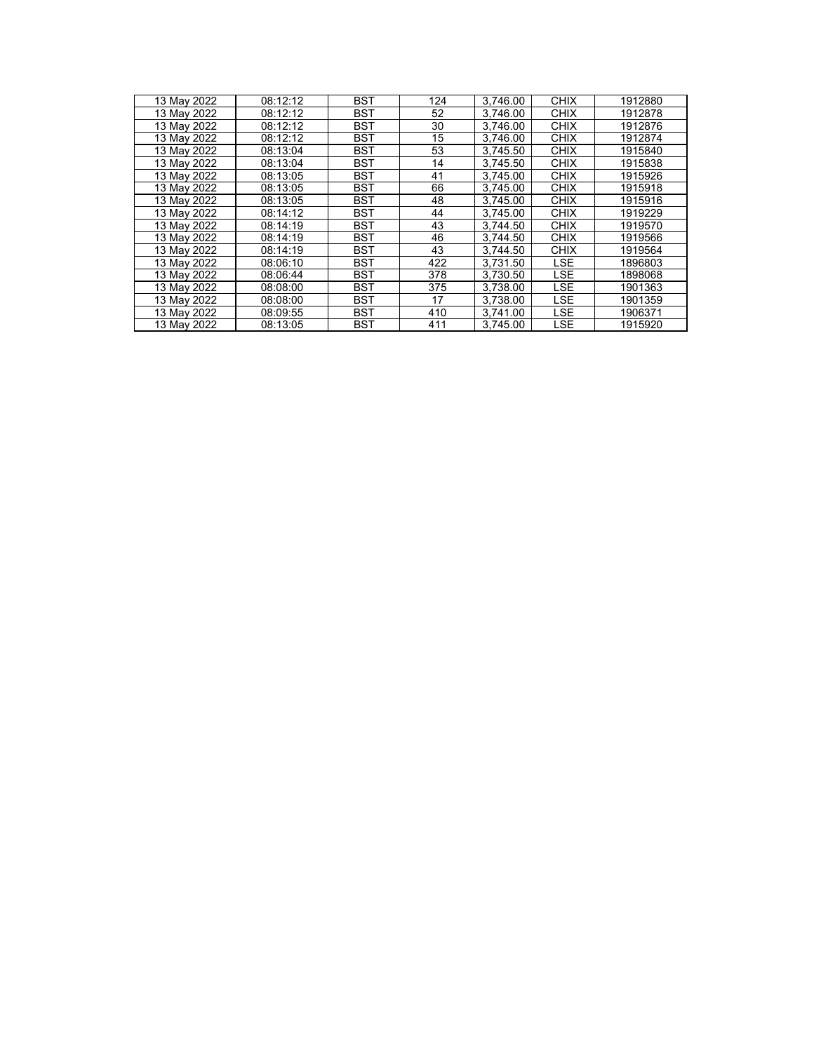| | | | | | | |
|---|---|---|---|---|---|---|
| 13 May 2022 | 08:12:12 | BST | 124 | 3,746.00 | CHIX | 1912880 |
| 13 May 2022 | 08:12:12 | BST | 52 | 3,746.00 | CHIX | 1912878 |
| 13 May 2022 | 08:12:12 | BST | 30 | 3,746.00 | CHIX | 1912876 |
| 13 May 2022 | 08:12:12 | BST | 15 | 3,746.00 | CHIX | 1912874 |
| 13 May 2022 | 08:13:04 | BST | 53 | 3,745.50 | CHIX | 1915840 |
| 13 May 2022 | 08:13:04 | BST | 14 | 3,745.50 | CHIX | 1915838 |
| 13 May 2022 | 08:13:05 | BST | 41 | 3,745.00 | CHIX | 1915926 |
| 13 May 2022 | 08:13:05 | BST | 66 | 3,745.00 | CHIX | 1915918 |
| 13 May 2022 | 08:13:05 | BST | 48 | 3,745.00 | CHIX | 1915916 |
| 13 May 2022 | 08:14:12 | BST | 44 | 3,745.00 | CHIX | 1919229 |
| 13 May 2022 | 08:14:19 | BST | 43 | 3,744.50 | CHIX | 1919570 |
| 13 May 2022 | 08:14:19 | BST | 46 | 3,744.50 | CHIX | 1919566 |
| 13 May 2022 | 08:14:19 | BST | 43 | 3,744.50 | CHIX | 1919564 |
| 13 May 2022 | 08:06:10 | BST | 422 | 3,731.50 | LSE | 1896803 |
| 13 May 2022 | 08:06:44 | BST | 378 | 3,730.50 | LSE | 1898068 |
| 13 May 2022 | 08:08:00 | BST | 375 | 3,738.00 | LSE | 1901363 |
| 13 May 2022 | 08:08:00 | BST | 17 | 3,738.00 | LSE | 1901359 |
| 13 May 2022 | 08:09:55 | BST | 410 | 3,741.00 | LSE | 1906371 |
| 13 May 2022 | 08:13:05 | BST | 411 | 3,745.00 | LSE | 1915920 |